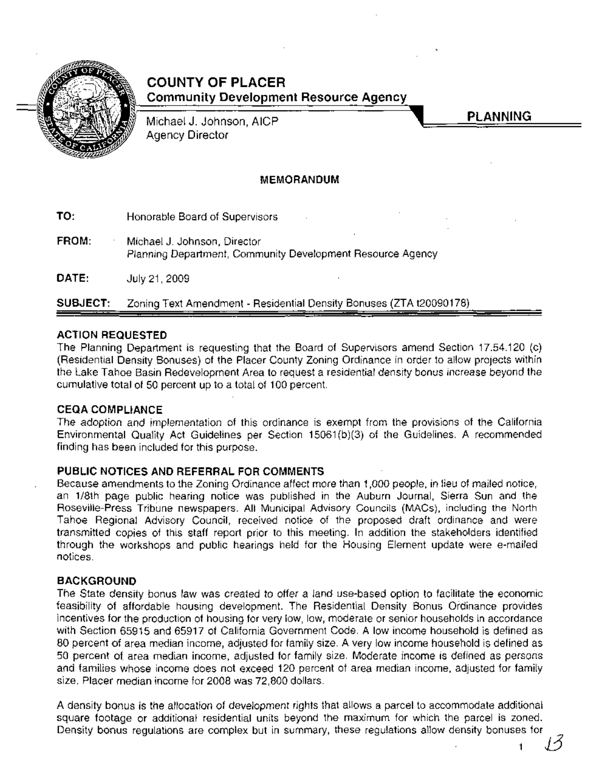# COUNTY OF PLACER

**Community Development Resource Agency**

**PLANNING**

Michael J. Johnson, AICP
Agency Director

**MEMORANDUM**

**TO:** Honorable Board of Supervisors

**FROM:** Michael J. Johnson, Director
Planning Department, Community Development Resource Agency

**DATE:** July 21, 2009

**SUBJECT:** Zoning Text Amendment - Residential Density Bonuses (ZTA t20090178)

## ACTION REQUESTED

The Planning Department is requesting that the Board of Supervisors amend Section 17.54.120 (c) (Residential Density Bonuses) of the Placer County Zoning Ordinance in order to allow projects within the Lake Tahoe Basin Redevelopment Area to request a residential density bonus increase beyond the cumulative total of 50 percent up to a total of 100 percent.

## CEQA COMPLIANCE

The adoption and implementation of this ordinance is exempt from the provisions of the California Environmental Quality Act Guidelines per Section 15061(b)(3) of the Guidelines. A recommended finding has been included for this purpose.

## PUBLIC NOTICES AND REFERRAL FOR COMMENTS

Because amendments to the Zoning Ordinance affect more than 1,000 people, in lieu of mailed notice, an 1/8th page public hearing notice was published in the Auburn Journal, Sierra Sun and the Roseville-Press Tribune newspapers. All Municipal Advisory Councils (MACs), including the North Tahoe Regional Advisory Council, received notice of the proposed draft ordinance and were transmitted copies of this staff report prior to this meeting. In addition the stakeholders identified through the workshops and public hearings held for the Housing Element update were e-mailed notices.

## BACKGROUND

The State density bonus law was created to offer a land use-based option to facilitate the economic feasibility of affordable housing development. The Residential Density Bonus Ordinance provides incentives for the production of housing for very low, low, moderate or senior households in accordance with Section 65915 and 65917 of California Government Code. A low income household is defined as 80 percent of area median income, adjusted for family size. A very low income household is defined as 50 percent of area median income, adjusted for family size. Moderate income is defined as persons and families whose income does not exceed 120 percent of area median income, adjusted for family size. Placer median income for 2008 was 72,800 dollars.

A density bonus is the allocation of development rights that allows a parcel to accommodate additional square footage or additional residential units beyond the maximum for which the parcel is zoned. Density bonus regulations are complex but in summary, these regulations allow density bonuses for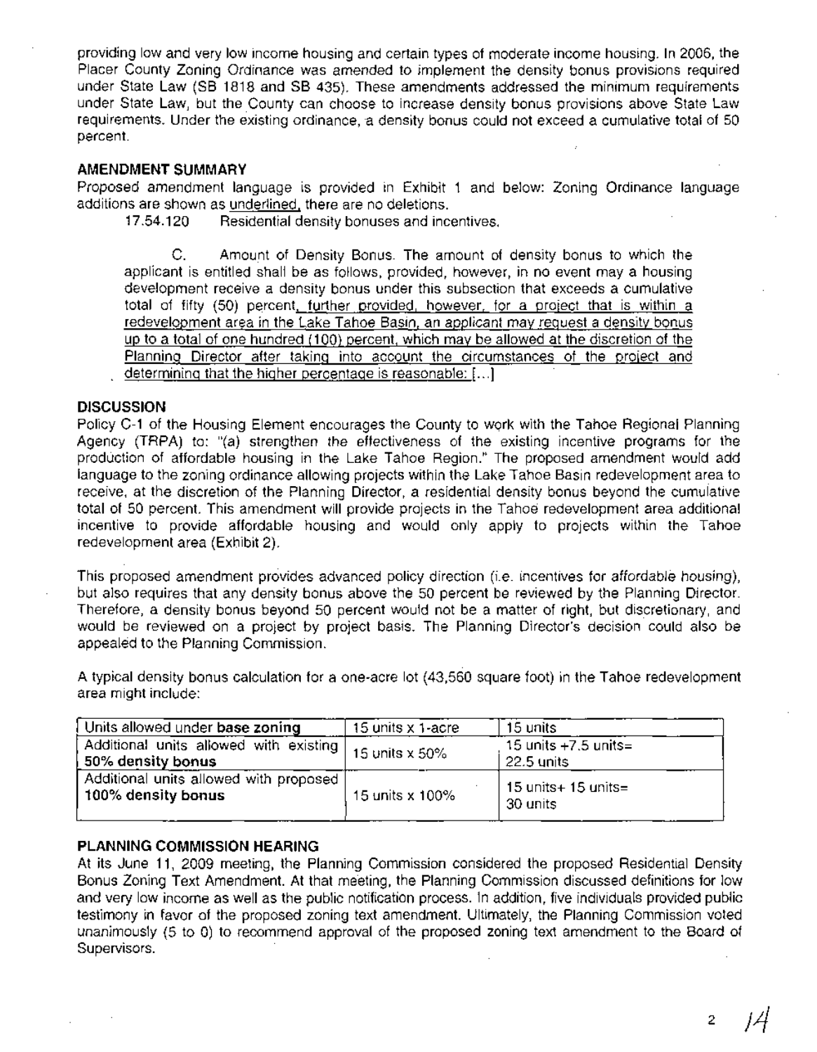providing low and very low income housing and certain types of moderate income housing. In 2006, the Placer County Zoning Ordinance was amended to implement the density bonus provisions required under State Law (SB 1818 and SB 435). These amendments addressed the minimum requirements under State Law, but the County can choose to increase density bonus provisions above State Law requirements. Under the existing ordinance, a density bonus could not exceed a cumulative total of 50 percent.

## AMENDMENT SUMMARY

Proposed amendment language is provided in Exhibit 1 and below: Zoning Ordinance language additions are shown as <u>underlined</u>, there are no deletions.

17.54.120 Residential density bonuses and incentives.

> C. Amount of Density Bonus. The amount of density bonus to which the applicant is entitled shall be as follows, provided, however, in no event may a housing development receive a density bonus under this subsection that exceeds a cumulative total of fifty (50) percent<u>, further provided, however, for a project that is within a redevelopment area in the Lake Tahoe Basin, an applicant may request a density bonus up to a total of one hundred (100) percent, which may be allowed at the discretion of the Planning Director after taking into account the circumstances of the project and determining that the higher percentage is reasonable:</u> [...]

## DISCUSSION

Policy C-1 of the Housing Element encourages the County to work with the Tahoe Regional Planning Agency (TRPA) to: "(a) strengthen the effectiveness of the existing incentive programs for the production of affordable housing in the Lake Tahoe Region." The proposed amendment would add language to the zoning ordinance allowing projects within the Lake Tahoe Basin redevelopment area to receive, at the discretion of the Planning Director, a residential density bonus beyond the cumulative total of 50 percent. This amendment will provide projects in the Tahoe redevelopment area additional incentive to provide affordable housing and would only apply to projects within the Tahoe redevelopment area (Exhibit 2).

This proposed amendment provides advanced policy direction (i.e. incentives for affordable housing), but also requires that any density bonus above the 50 percent be reviewed by the Planning Director. Therefore, a density bonus beyond 50 percent would not be a matter of right, but discretionary, and would be reviewed on a project by project basis. The Planning Director's decision could also be appealed to the Planning Commission.

A typical density bonus calculation for a one-acre lot (43,560 square foot) in the Tahoe redevelopment area might include:

| Units allowed under **base zoning** | 15 units x 1-acre | 15 units |
|---|---|---|
| Additional units allowed with existing **50% density bonus** | 15 units x 50% | 15 units +7.5 units= 22.5 units |
| Additional units allowed with proposed **100% density bonus** | 15 units x 100% | 15 units+ 15 units= 30 units |

## PLANNING COMMISSION HEARING

At its June 11, 2009 meeting, the Planning Commission considered the proposed Residential Density Bonus Zoning Text Amendment. At that meeting, the Planning Commission discussed definitions for low and very low income as well as the public notification process. In addition, five individuals provided public testimony in favor of the proposed zoning text amendment. Ultimately, the Planning Commission voted unanimously (5 to 0) to recommend approval of the proposed zoning text amendment to the Board of Supervisors.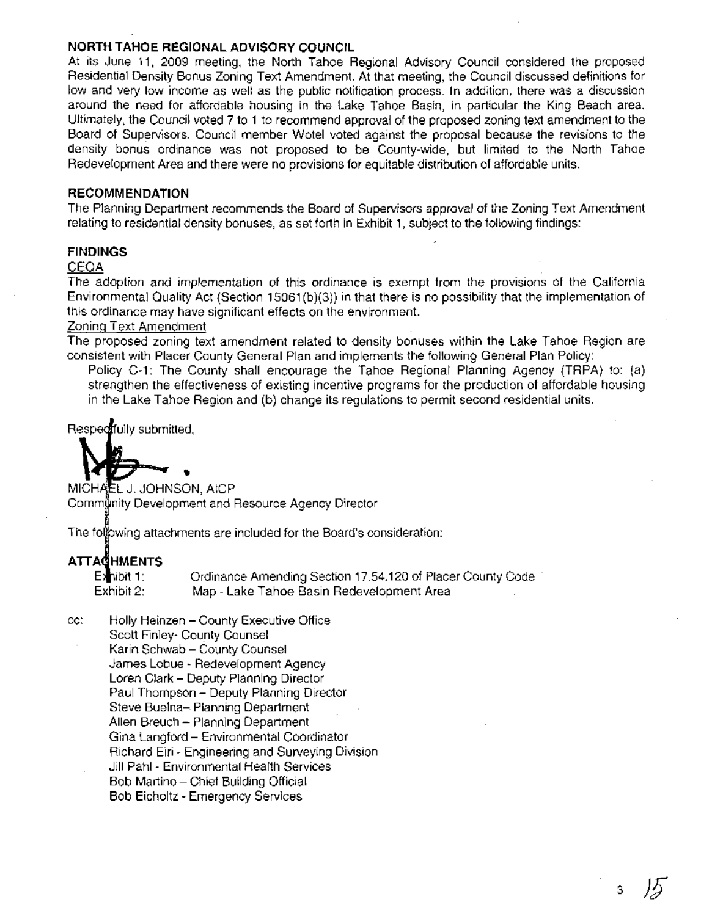## NORTH TAHOE REGIONAL ADVISORY COUNCIL

At its June 11, 2009 meeting, the North Tahoe Regional Advisory Council considered the proposed Residential Density Bonus Zoning Text Amendment. At that meeting, the Council discussed definitions for low and very low income as well as the public notification process. In addition, there was a discussion around the need for affordable housing in the Lake Tahoe Basin, in particular the King Beach area. Ultimately, the Council voted 7 to 1 to recommend approval of the proposed zoning text amendment to the Board of Supervisors. Council member Wotel voted against the proposal because the revisions to the density bonus ordinance was not proposed to be County-wide, but limited to the North Tahoe Redevelopment Area and there were no provisions for equitable distribution of affordable units.

## RECOMMENDATION

The Planning Department recommends the Board of Supervisors approval of the Zoning Text Amendment relating to residential density bonuses, as set forth in Exhibit 1, subject to the following findings:

## FINDINGS

<u>CEQA</u>

The adoption and implementation of this ordinance is exempt from the provisions of the California Environmental Quality Act (Section 15061(b)(3)) in that there is no possibility that the implementation of this ordinance may have significant effects on the environment.

<u>Zoning Text Amendment</u>

The proposed zoning text amendment related to density bonuses within the Lake Tahoe Region are consistent with Placer County General Plan and implements the following General Plan Policy:

> Policy C-1: The County shall encourage the Tahoe Regional Planning Agency (TRPA) to: (a) strengthen the effectiveness of existing incentive programs for the production of affordable housing in the Lake Tahoe Region and (b) change its regulations to permit second residential units.

Respectfully submitted,

MICHAEL J. JOHNSON, AICP
Community Development and Resource Agency Director

The following attachments are included for the Board's consideration:

## ATTACHMENTS

Exhibit 1: Ordinance Amending Section 17.54.120 of Placer County Code
Exhibit 2: Map - Lake Tahoe Basin Redevelopment Area

cc: Holly Heinzen – County Executive Office
Scott Finley- County Counsel
Karin Schwab – County Counsel
James Lobue - Redevelopment Agency
Loren Clark – Deputy Planning Director
Paul Thompson – Deputy Planning Director
Steve Buelna– Planning Department
Allen Breuch – Planning Department
Gina Langford – Environmental Coordinator
Richard Eiri - Engineering and Surveying Division
Jill Pahl - Environmental Health Services
Bob Martino – Chief Building Official
Bob Eicholtz - Emergency Services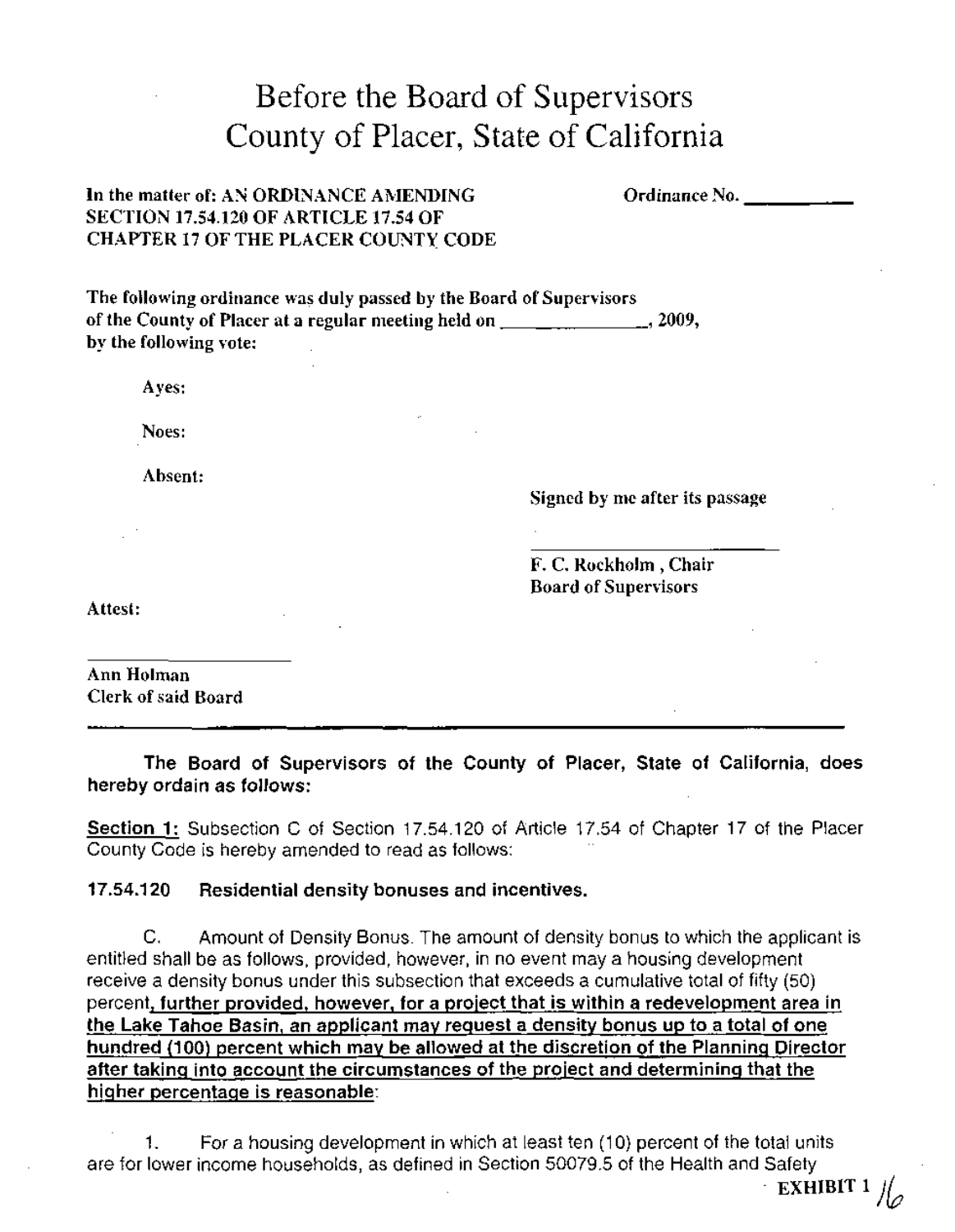# Before the Board of Supervisors County of Placer, State of California

**In the matter of: AN ORDINANCE AMENDING SECTION 17.54.120 OF ARTICLE 17.54 OF CHAPTER 17 OF THE PLACER COUNTY CODE**

**Ordinance No. \_\_\_\_\_\_\_\_\_\_**

**The following ordinance was duly passed by the Board of Supervisors of the County of Placer at a regular meeting held on \_\_\_\_\_\_\_\_\_\_\_\_\_\_, 2009, by the following vote:**

**Ayes:**

**Noes:**

**Absent:**

**Signed by me after its passage**

\_\_\_\_\_\_\_\_\_\_\_\_\_\_\_\_\_\_\_\_\_\_\_\_

**F. C. Rockholm , Chair**
**Board of Supervisors**

**Attest:**

\_\_\_\_\_\_\_\_\_\_\_\_\_\_\_\_\_\_

**Ann Holman**
**Clerk of said Board**

---

**The Board of Supervisors of the County of Placer, State of California, does hereby ordain as follows:**

<u>**Section 1:**</u> Subsection C of Section 17.54.120 of Article 17.54 of Chapter 17 of the Placer County Code is hereby amended to read as follows:

**17.54.120 Residential density bonuses and incentives.**

C. Amount of Density Bonus. The amount of density bonus to which the applicant is entitled shall be as follows, provided, however, in no event may a housing development receive a density bonus under this subsection that exceeds a cumulative total of fifty (50) percent<u>, further provided, however, for a project that is within a redevelopment area in the Lake Tahoe Basin, an applicant may request a density bonus up to a total of one hundred (100) percent which may be allowed at the discretion of the Planning Director after taking into account the circumstances of the project and determining that the higher percentage is reasonable</u>:

1. For a housing development in which at least ten (10) percent of the total units are for lower income households, as defined in Section 50079.5 of the Health and Safety

EXHIBIT 1 16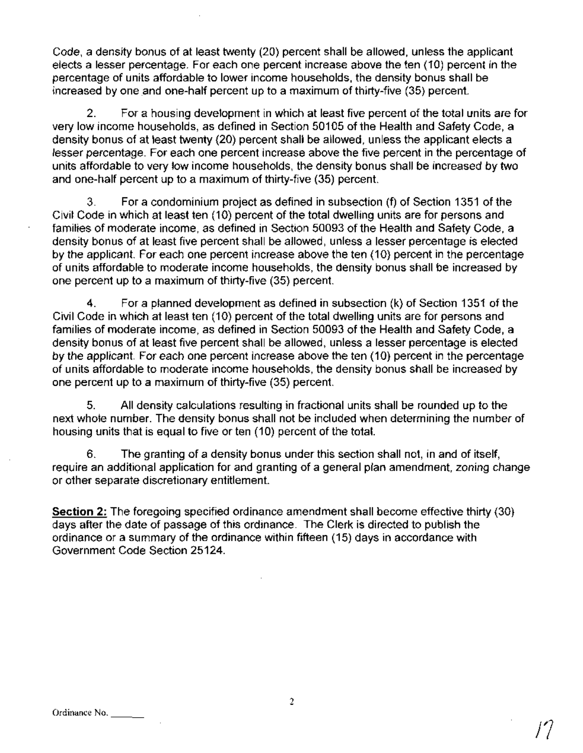Code, a density bonus of at least twenty (20) percent shall be allowed, unless the applicant elects a lesser percentage. For each one percent increase above the ten (10) percent in the percentage of units affordable to lower income households, the density bonus shall be increased by one and one-half percent up to a maximum of thirty-five (35) percent.

2. For a housing development in which at least five percent of the total units are for very low income households, as defined in Section 50105 of the Health and Safety Code, a density bonus of at least twenty (20) percent shall be allowed, unless the applicant elects a lesser percentage. For each one percent increase above the five percent in the percentage of units affordable to very low income households, the density bonus shall be increased by two and one-half percent up to a maximum of thirty-five (35) percent.

3. For a condominium project as defined in subsection (f) of Section 1351 of the Civil Code in which at least ten (10) percent of the total dwelling units are for persons and families of moderate income, as defined in Section 50093 of the Health and Safety Code, a density bonus of at least five percent shall be allowed, unless a lesser percentage is elected by the applicant. For each one percent increase above the ten (10) percent in the percentage of units affordable to moderate income households, the density bonus shall be increased by one percent up to a maximum of thirty-five (35) percent.

4. For a planned development as defined in subsection (k) of Section 1351 of the Civil Code in which at least ten (10) percent of the total dwelling units are for persons and families of moderate income, as defined in Section 50093 of the Health and Safety Code, a density bonus of at least five percent shall be allowed, unless a lesser percentage is elected by the applicant. For each one percent increase above the ten (10) percent in the percentage of units affordable to moderate income households, the density bonus shall be increased by one percent up to a maximum of thirty-five (35) percent.

5. All density calculations resulting in fractional units shall be rounded up to the next whole number. The density bonus shall not be included when determining the number of housing units that is equal to five or ten (10) percent of the total.

6. The granting of a density bonus under this section shall not, in and of itself, require an additional application for and granting of a general plan amendment, zoning change or other separate discretionary entitlement.

**Section 2:** The foregoing specified ordinance amendment shall become effective thirty (30) days after the date of passage of this ordinance. The Clerk is directed to publish the ordinance or a summary of the ordinance within fifteen (15) days in accordance with Government Code Section 25124.

Ordinance No. ______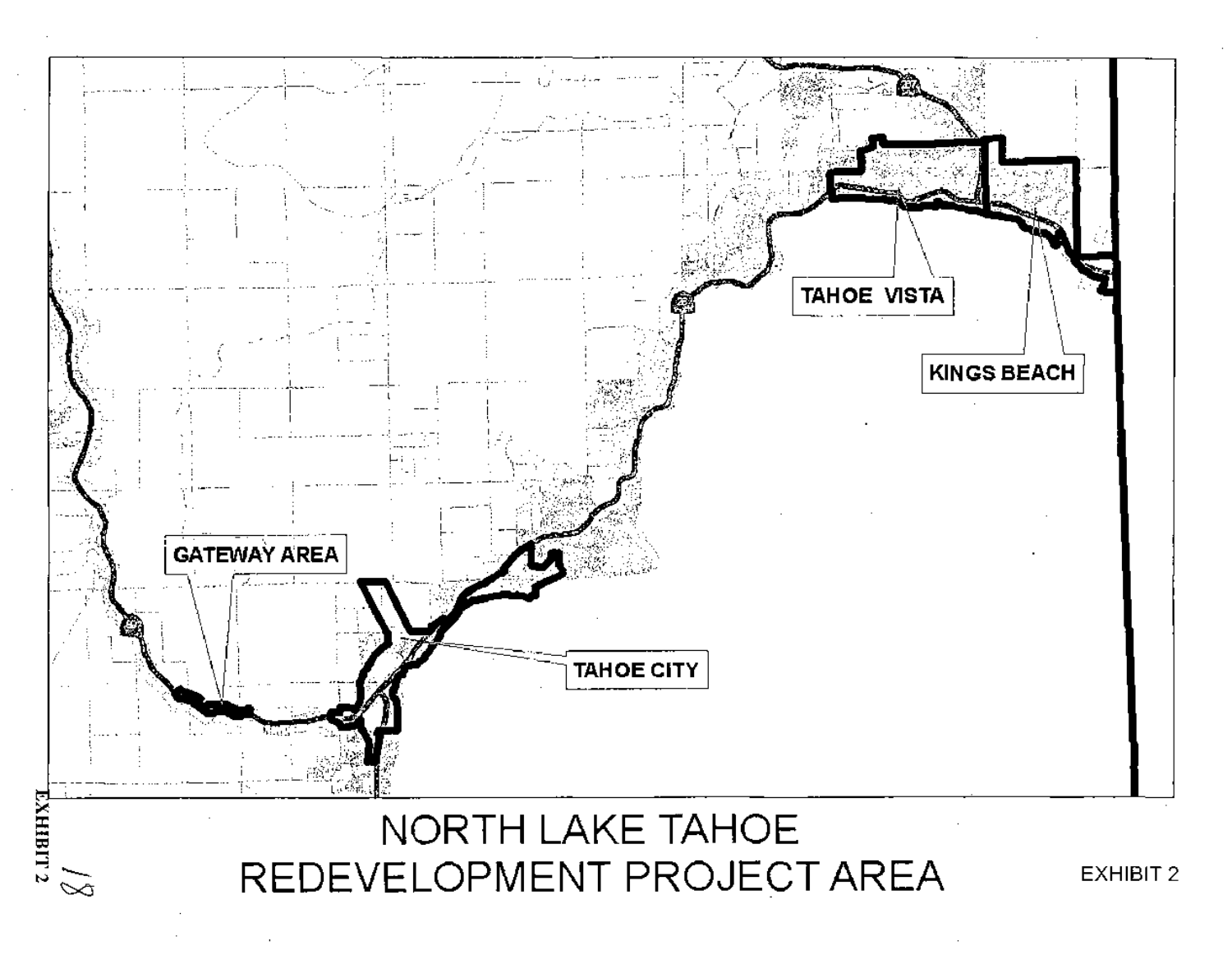GATEWAY AREA

TAHOE CITY

TAHOE VISTA

KINGS BEACH

# NORTH LAKE TAHOE REDEVELOPMENT PROJECT AREA

EXHIBIT 2